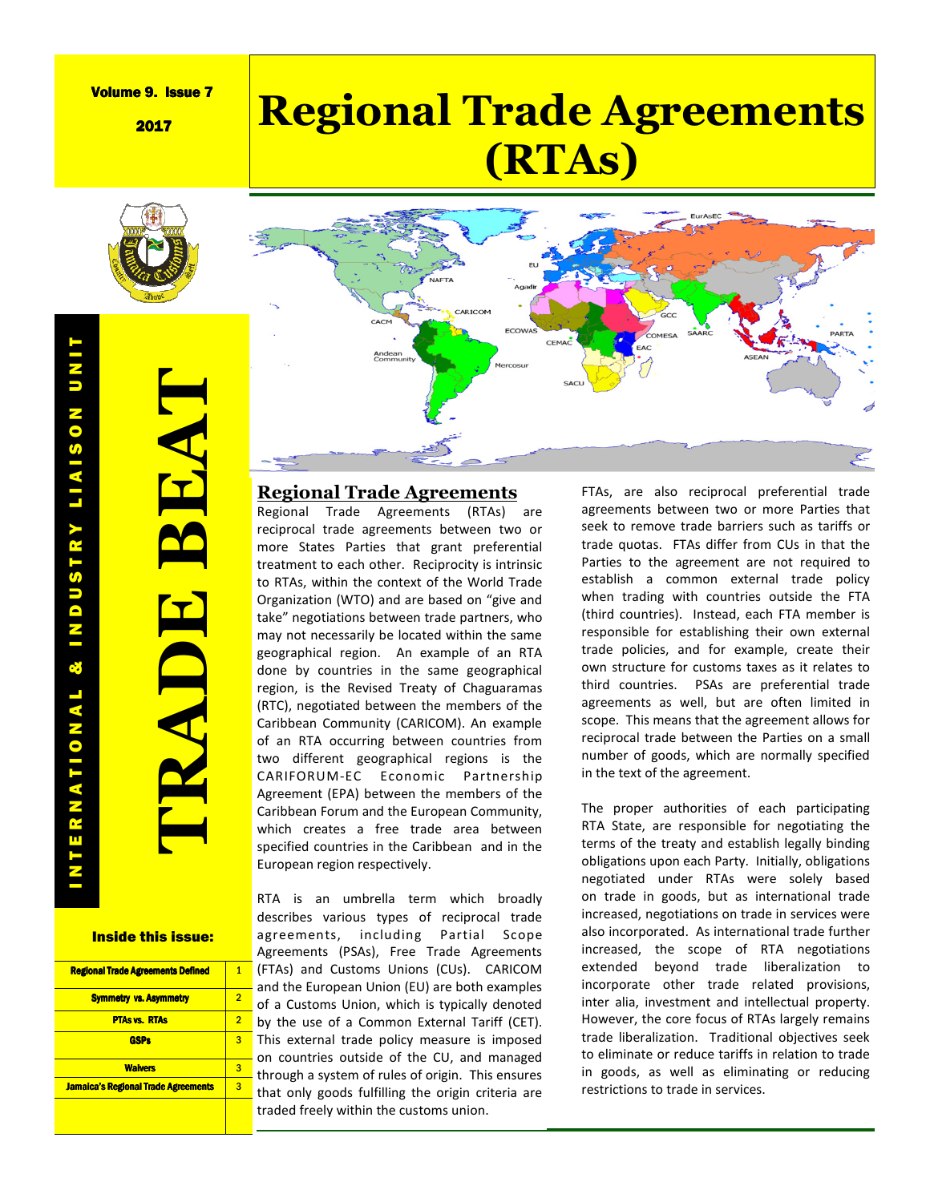Volume 9. Issue 7

2017

# Regional Trade Agreements (RTAs)

INTERNATIONAL & INDUSTRY LIAISON UNIT

TRADE BEAT

EurAsEC
EU
NAFTA
Agadir
CARICOM
GCC
CACM
ECOWAS
SAARC
PARTA
COMESA
CEMAC
EAC
Andean Community
ASEAN
Mercosur
SACU

## Regional Trade Agreements

Regional Trade Agreements (RTAs) are reciprocal trade agreements between two or more States Parties that grant preferential treatment to each other. Reciprocity is intrinsic to RTAs, within the context of the World Trade Organization (WTO) and are based on "give and take" negotiations between trade partners, who may not necessarily be located within the same geographical region. An example of an RTA done by countries in the same geographical region, is the Revised Treaty of Chaguaramas (RTC), negotiated between the members of the Caribbean Community (CARICOM). An example of an RTA occurring between countries from two different geographical regions is the CARIFORUM-EC Economic Partnership Agreement (EPA) between the members of the Caribbean Forum and the European Community, which creates a free trade area between specified countries in the Caribbean and in the European region respectively.

RTA is an umbrella term which broadly describes various types of reciprocal trade agreements, including Partial Scope Agreements (PSAs), Free Trade Agreements (FTAs) and Customs Unions (CUs). CARICOM and the European Union (EU) are both examples of a Customs Union, which is typically denoted by the use of a Common External Tariff (CET). This external trade policy measure is imposed on countries outside of the CU, and managed through a system of rules of origin. This ensures that only goods fulfilling the origin criteria are traded freely within the customs union.

FTAs, are also reciprocal preferential trade agreements between two or more Parties that seek to remove trade barriers such as tariffs or trade quotas. FTAs differ from CUs in that the Parties to the agreement are not required to establish a common external trade policy when trading with countries outside the FTA (third countries). Instead, each FTA member is responsible for establishing their own external trade policies, and for example, create their own structure for customs taxes as it relates to third countries. PSAs are preferential trade agreements as well, but are often limited in scope. This means that the agreement allows for reciprocal trade between the Parties on a small number of goods, which are normally specified in the text of the agreement.

The proper authorities of each participating RTA State, are responsible for negotiating the terms of the treaty and establish legally binding obligations upon each Party. Initially, obligations negotiated under RTAs were solely based on trade in goods, but as international trade increased, negotiations on trade in services were also incorporated. As international trade further increased, the scope of RTA negotiations extended beyond trade liberalization to incorporate other trade related provisions, inter alia, investment and intellectual property. However, the core focus of RTAs largely remains trade liberalization. Traditional objectives seek to eliminate or reduce tariffs in relation to trade in goods, as well as eliminating or reducing restrictions to trade in services.

**Inside this issue:**

| | |
|---|---|
| Regional Trade Agreements Defined | 1 |
| Symmetry vs. Asymmetry | 2 |
| PTAs vs. RTAs | 2 |
| GSPs | 3 |
| Waivers | 3 |
| Jamaica's Regional Trade Agreements | 3 |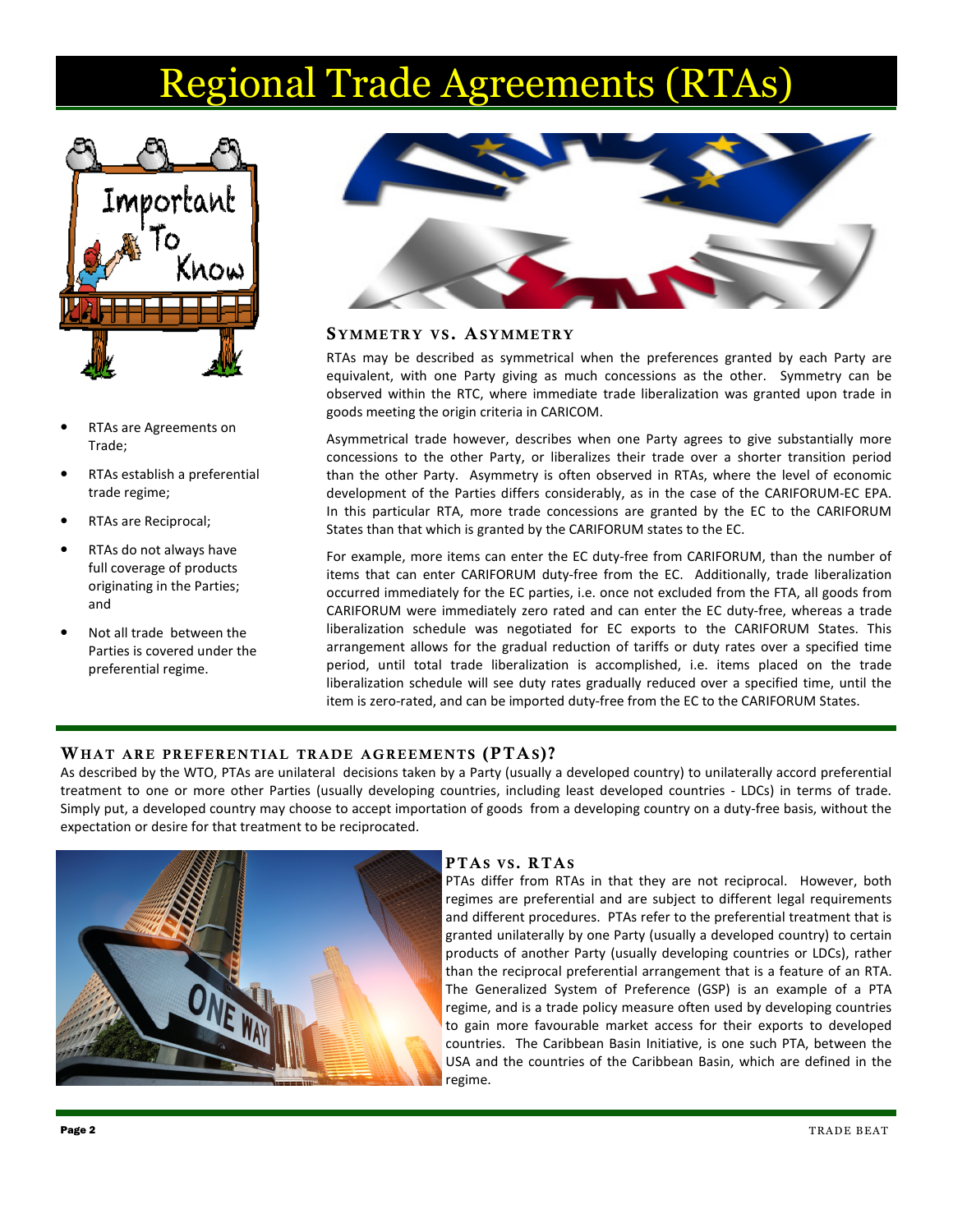# Regional Trade Agreements (RTAs)

- RTAs are Agreements on Trade;
- RTAs establish a preferential trade regime;
- RTAs are Reciprocal;
- RTAs do not always have full coverage of products originating in the Parties; and
- Not all trade between the Parties is covered under the preferential regime.

### Symmetry vs. Asymmetry

RTAs may be described as symmetrical when the preferences granted by each Party are equivalent, with one Party giving as much concessions as the other. Symmetry can be observed within the RTC, where immediate trade liberalization was granted upon trade in goods meeting the origin criteria in CARICOM.

Asymmetrical trade however, describes when one Party agrees to give substantially more concessions to the other Party, or liberalizes their trade over a shorter transition period than the other Party. Asymmetry is often observed in RTAs, where the level of economic development of the Parties differs considerably, as in the case of the CARIFORUM-EC EPA. In this particular RTA, more trade concessions are granted by the EC to the CARIFORUM States than that which is granted by the CARIFORUM states to the EC.

For example, more items can enter the EC duty-free from CARIFORUM, than the number of items that can enter CARIFORUM duty-free from the EC. Additionally, trade liberalization occurred immediately for the EC parties, i.e. once not excluded from the FTA, all goods from CARIFORUM were immediately zero rated and can enter the EC duty-free, whereas a trade liberalization schedule was negotiated for EC exports to the CARIFORUM States. This arrangement allows for the gradual reduction of tariffs or duty rates over a specified time period, until total trade liberalization is accomplished, i.e. items placed on the trade liberalization schedule will see duty rates gradually reduced over a specified time, until the item is zero-rated, and can be imported duty-free from the EC to the CARIFORUM States.

### What are Preferential Trade Agreements (PTAs)?

As described by the WTO, PTAs are unilateral decisions taken by a Party (usually a developed country) to unilaterally accord preferential treatment to one or more other Parties (usually developing countries, including least developed countries - LDCs) in terms of trade. Simply put, a developed country may choose to accept importation of goods from a developing country on a duty-free basis, without the expectation or desire for that treatment to be reciprocated.

### PTAs vs. RTAs

PTAs differ from RTAs in that they are not reciprocal. However, both regimes are preferential and are subject to different legal requirements and different procedures. PTAs refer to the preferential treatment that is granted unilaterally by one Party (usually a developed country) to certain products of another Party (usually developing countries or LDCs), rather than the reciprocal preferential arrangement that is a feature of an RTA. The Generalized System of Preference (GSP) is an example of a PTA regime, and is a trade policy measure often used by developing countries to gain more favourable market access for their exports to developed countries. The Caribbean Basin Initiative, is one such PTA, between the USA and the countries of the Caribbean Basin, which are defined in the regime.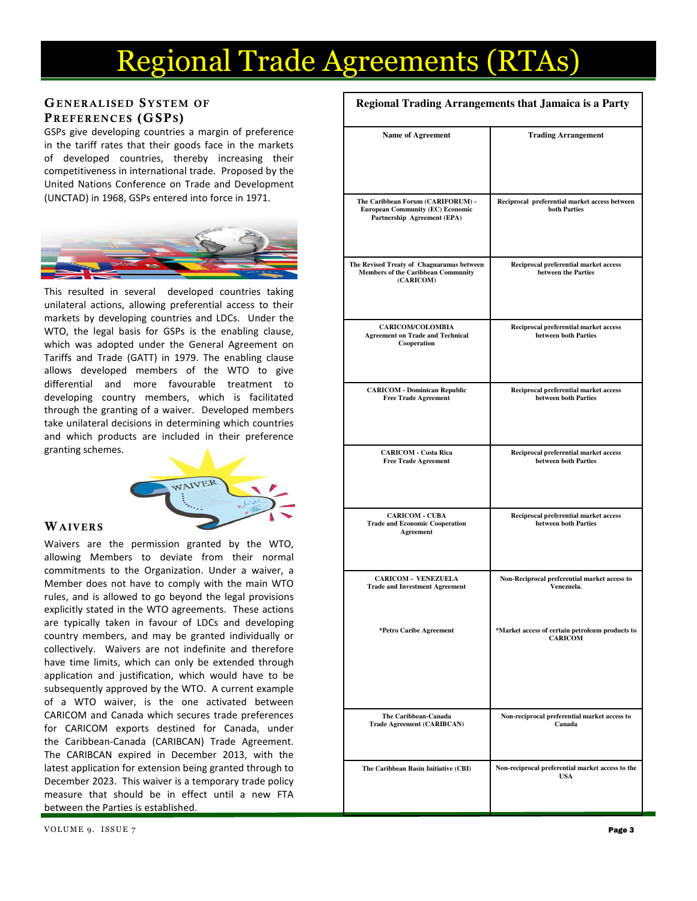# Regional Trade Agreements (RTAs)

## Generalised System of Preferences (GSPs)

GSPs give developing countries a margin of preference in the tariff rates that their goods face in the markets of developed countries, thereby increasing their competitiveness in international trade. Proposed by the United Nations Conference on Trade and Development (UNCTAD) in 1968, GSPs entered into force in 1971.

This resulted in several developed countries taking unilateral actions, allowing preferential access to their markets by developing countries and LDCs. Under the WTO, the legal basis for GSPs is the enabling clause, which was adopted under the General Agreement on Tariffs and Trade (GATT) in 1979. The enabling clause allows developed members of the WTO to give differential and more favourable treatment to developing country members, which is facilitated through the granting of a waiver. Developed members take unilateral decisions in determining which countries and which products are included in their preference granting schemes.

## Waivers

Waivers are the permission granted by the WTO, allowing Members to deviate from their normal commitments to the Organization. Under a waiver, a Member does not have to comply with the main WTO rules, and is allowed to go beyond the legal provisions explicitly stated in the WTO agreements. These actions are typically taken in favour of LDCs and developing country members, and may be granted individually or collectively. Waivers are not indefinite and therefore have time limits, which can only be extended through application and justification, which would have to be subsequently approved by the WTO. A current example of a WTO waiver, is the one activated between CARICOM and Canada which secures trade preferences for CARICOM exports destined for Canada, under the Caribbean-Canada (CARIBCAN) Trade Agreement. The CARIBCAN expired in December 2013, with the latest application for extension being granted through to December 2023. This waiver is a temporary trade policy measure that should be in effect until a new FTA between the Parties is established.

**Regional Trading Arrangements that Jamaica is a Party**

| Name of Agreement | Trading Arrangement |
|---|---|
| The Caribbean Forum (CARIFORUM) - European Community (EC) Economic Partnership Agreement (EPA) | Reciprocal preferential market access between both Parties |
| The Revised Treaty of Chaguaramas between Members of the Caribbean Community (CARICOM) | Reciprocal preferential market access between the Parties |
| CARICOM/COLOMBIA Agreement on Trade and Technical Cooperation | Reciprocal preferential market access between both Parties |
| CARICOM - Dominican Republic Free Trade Agreement | Reciprocal preferential market access between both Parties |
| CARICOM - Costa Rica Free Trade Agreement | Reciprocal preferential market access between both Parties |
| CARICOM - CUBA Trade and Economic Cooperation Agreement | Reciprocal preferential market access between both Parties |
| CARICOM - VENEZUELA Trade and Investment Agreement<br><br>*Petro Caribe Agreement | Non-Reciprocal preferential market access to Venezuela.<br><br>*Market access of certain petroleum products to CARICOM |
| The Caribbean-Canada Trade Agreement (CARIBCAN) | Non-reciprocal preferential market access to Canada |
| The Caribbean Basin Initiative (CBI) | Non-reciprocal preferential market access to the USA |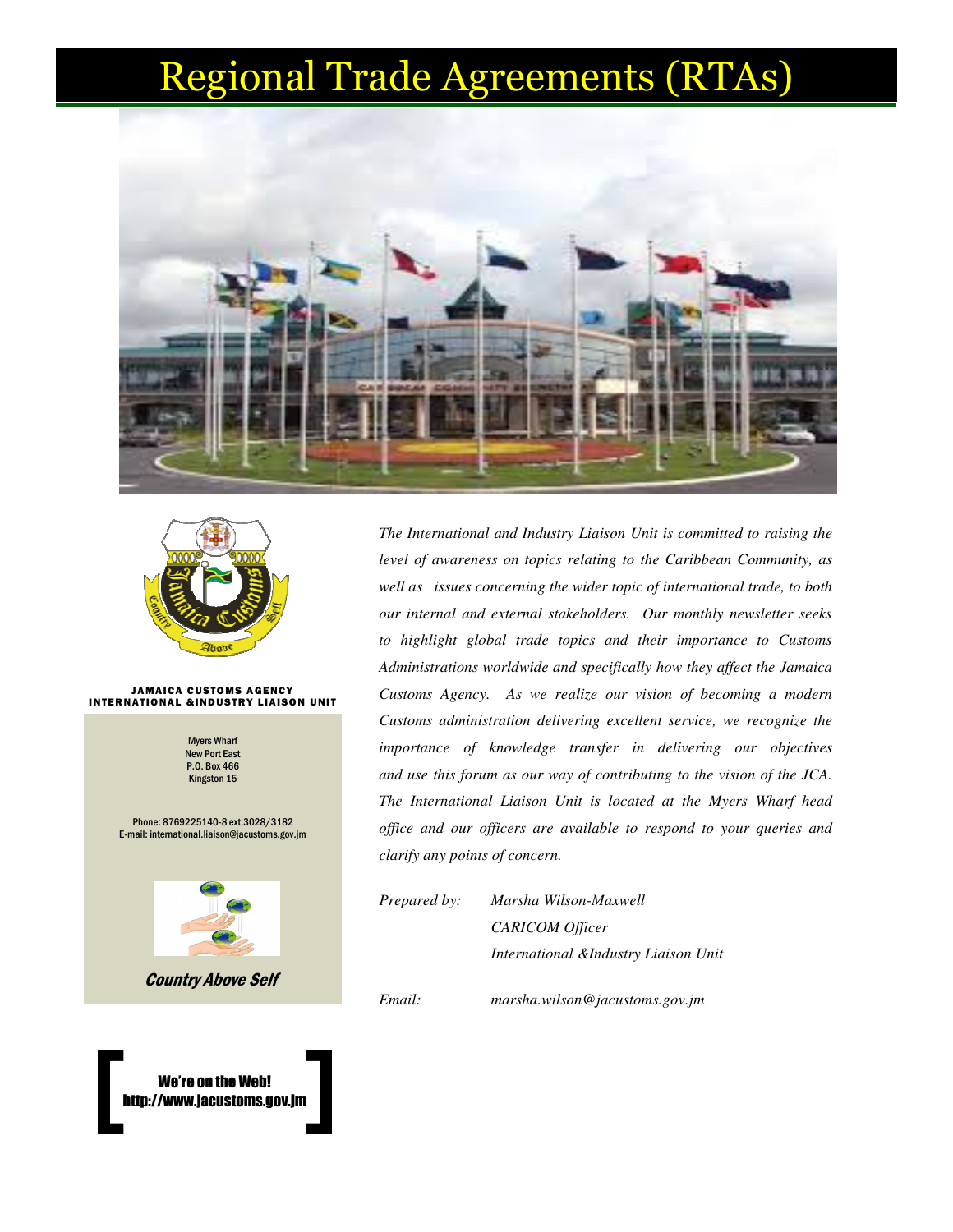# Regional Trade Agreements (RTAs)

JAMAICA CUSTOMS AGENCY
INTERNATIONAL &INDUSTRY LIAISON UNIT

Myers Wharf
New Port East
P.O. Box 466
Kingston 15

Phone: 8769225140-8 ext.3028/3182
E-mail: international.liaison@jacustoms.gov.jm

*Country Above Self*

**We're on the Web!**
**http://www.jacustoms.gov.jm**

*The International and Industry Liaison Unit is committed to raising the level of awareness on topics relating to the Caribbean Community, as well as issues concerning the wider topic of international trade, to both our internal and external stakeholders. Our monthly newsletter seeks to highlight global trade topics and their importance to Customs Administrations worldwide and specifically how they affect the Jamaica Customs Agency. As we realize our vision of becoming a modern Customs administration delivering excellent service, we recognize the importance of knowledge transfer in delivering our objectives and use this forum as our way of contributing to the vision of the JCA. The International Liaison Unit is located at the Myers Wharf head office and our officers are available to respond to your queries and clarify any points of concern.*

*Prepared by:* *Marsha Wilson-Maxwell*
*CARICOM Officer*
*International &Industry Liaison Unit*

*Email:* *marsha.wilson@jacustoms.gov.jm*